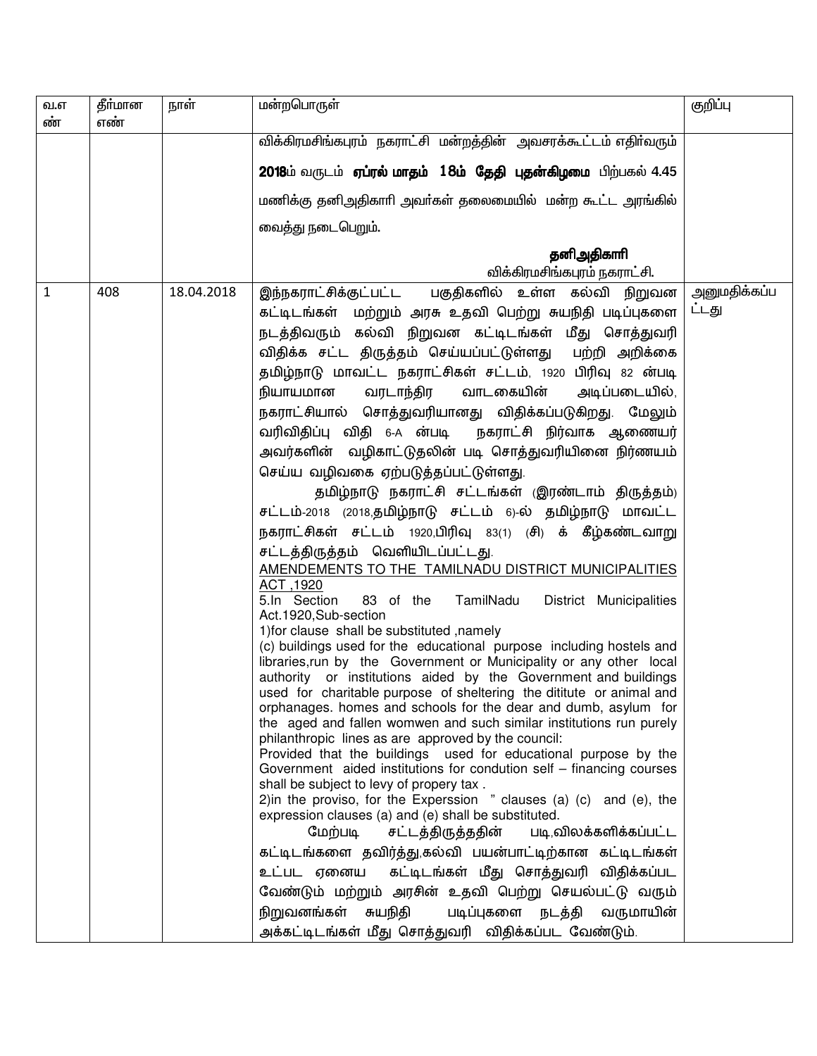| வ.எண் | தீர்மான எண் | நாள் | மன்றபொருள் | குறிப்பு |
|---|---|---|---|---|
| | | | விக்கிரமசிங்கபுரம் நகராட்சி மன்றத்தின் அவசரக்கூட்டம் எதிர்வரும் **2018**ம் வருடம் **ஏப்ரல் மாதம் 18ம் தேதி புதன்கிழமை** பிற்பகல் 4.45 மணிக்கு தனிஅதிகாரி அவர்கள் தலைமையில் மன்ற கூட்ட அரங்கில் வைத்து நடைபெறும்.<br><br>**தனிஅதிகாரி**<br>விக்கிரமசிங்கபுரம் நகராட்சி. | |
| 1 | 408 | 18.04.2018 | இந்நகராட்சிக்குட்பட்ட பகுதிகளில் உள்ள கல்வி நிறுவன கட்டிடங்கள் மற்றும் அரசு உதவி பெற்று சுயநிதி படிப்புகளை நடத்திவரும் கல்வி நிறுவன கட்டிடங்கள் மீது சொத்துவரி விதிக்க சட்ட திருத்தம் செய்யப்பட்டுள்ளது பற்றி அறிக்கை தமிழ்நாடு மாவட்ட நகராட்சிகள் சட்டம், 1920 பிரிவு 82 ன்படி நியாயமான வரடாந்திர வாடகையின் அடிப்படையில், நகராட்சியால் சொத்துவரியானது விதிக்கப்படுகிறது. மேலும் வரிவிதிப்பு விதி 6-A ன்படி நகராட்சி நிர்வாக ஆணையர் அவர்களின் வழிகாட்டுதலின் படி சொத்துவரியினை நிர்ணயம் செய்ய வழிவகை ஏற்படுத்தப்பட்டுள்ளது.<br>தமிழ்நாடு நகராட்சி சட்டங்கள் (இரண்டாம் திருத்தம்) சட்டம்-2018 (2018,தமிழ்நாடு சட்டம் 6)-ல் தமிழ்நாடு மாவட்ட நகராட்சிகள் சட்டம் 1920,பிரிவு 83(1) (சி) க் கீழ்கண்டவாறு சட்டத்திருத்தம் வெளியிடப்பட்டது.<br><u>AMENDEMENTS TO THE TAMILNADU DISTRICT MUNICIPALITIES ACT ,1920</u><br>5.In Section 83 of the TamilNadu District Municipalities Act.1920,Sub-section<br>1)for clause shall be substituted ,namely<br>(c) buildings used for the educational purpose including hostels and libraries,run by the Government or Municipality or any other local authority or institutions aided by the Government and buildings used for charitable purpose of sheltering the ditiute or animal and orphanages. homes and schools for the dear and dumb, asylum for the aged and fallen womwen and such similar institutions run purely philanthropic lines as are approved by the council:<br>Provided that the buildings used for educational purpose by the Government aided institutions for condution self – financing courses shall be subject to levy of propery tax .<br>2)in the proviso, for the Experssion " clauses (a) (c) and (e), the expression clauses (a) and (e) shall be substituted.<br>மேற்படி சட்டத்திருத்ததின் படி,விலக்களிக்கப்பட்ட கட்டிடங்களை தவிர்த்து,கல்வி பயன்பாட்டிற்கான கட்டிடங்கள் உட்பட ஏனைய கட்டிடங்கள் மீது சொத்துவரி விதிக்கப்பட வேண்டும் மற்றும் அரசின் உதவி பெற்று செயல்பட்டு வரும் நிறுவனங்கள் சுயநிதி படிப்புகளை நடத்தி வருமாயின் அக்கட்டிடங்கள் மீது சொத்துவரி விதிக்கப்பட வேண்டும். | அனுமதிக்கப்பட்டது |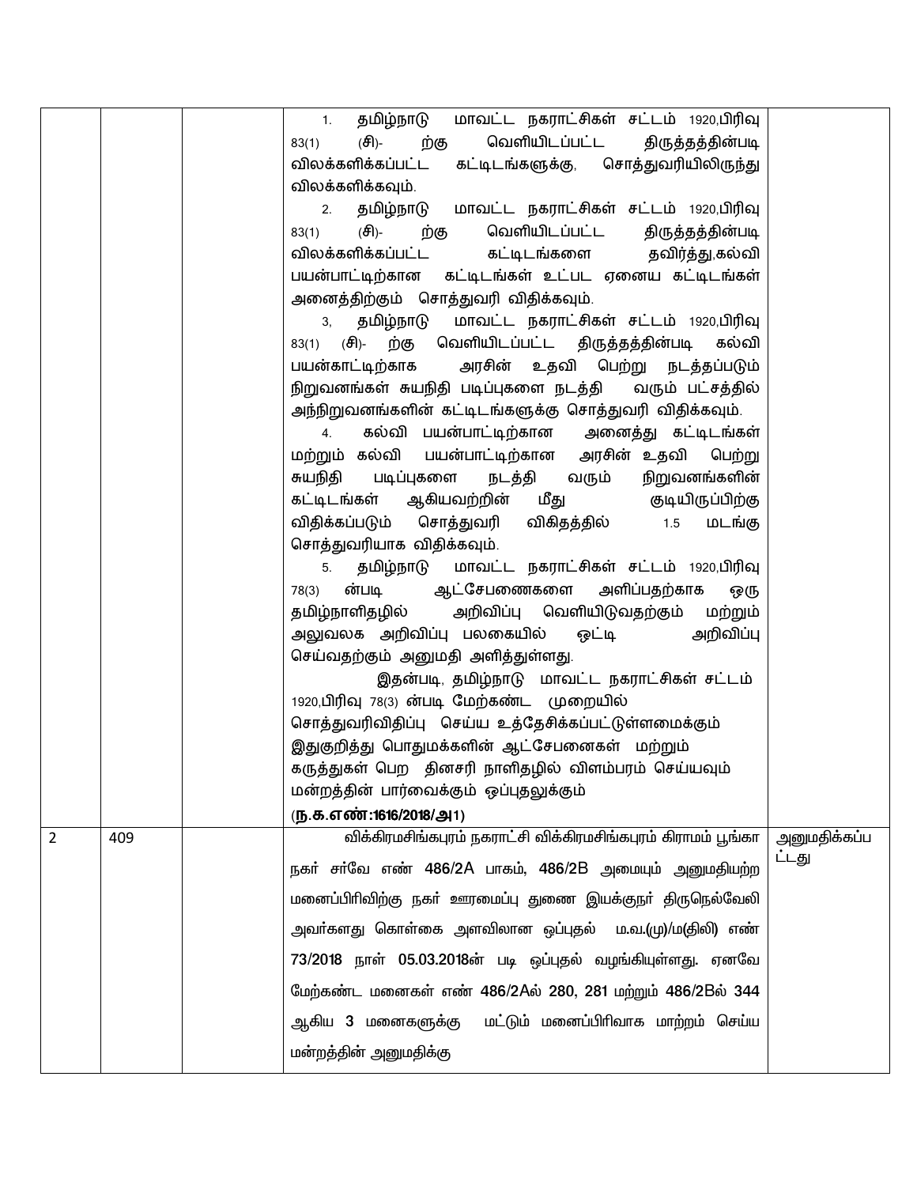|  |  |  | 1. தமிழ்நாடு மாவட்ட நகராட்சிகள் சட்டம் 1920,பிரிவு 83(1) (சி)- ற்கு வெளியிடப்பட்ட திருத்தத்தின்படி விலக்களிக்கப்பட்ட கட்டிடங்களுக்கு, சொத்துவரியிலிருந்து விலக்களிக்கவும்.<br>2. தமிழ்நாடு மாவட்ட நகராட்சிகள் சட்டம் 1920,பிரிவு 83(1) (சி)- ற்கு வெளியிடப்பட்ட திருத்தத்தின்படி விலக்களிக்கப்பட்ட கட்டிடங்களை தவிர்த்து,கல்வி பயன்பாட்டிற்கான கட்டிடங்கள் உட்பட ஏனைய கட்டிடங்கள் அனைத்திற்கும் சொத்துவரி விதிக்கவும்.<br>3, தமிழ்நாடு மாவட்ட நகராட்சிகள் சட்டம் 1920,பிரிவு 83(1) (சி)- ற்கு வெளியிடப்பட்ட திருத்தத்தின்படி கல்வி பயன்காட்டிற்காக அரசின் உதவி பெற்று நடத்தப்படும் நிறுவனங்கள் சுயநிதி படிப்புகளை நடத்தி வரும் பட்சத்தில் அந்நிறுவனங்களின் கட்டிடங்களுக்கு சொத்துவரி விதிக்கவும்.<br>4. கல்வி பயன்பாட்டிற்கான அனைத்து கட்டிடங்கள் மற்றும் கல்வி பயன்பாட்டிற்கான அரசின் உதவி பெற்று சுயநிதி படிப்புகளை நடத்தி வரும் நிறுவனங்களின் கட்டிடங்கள் ஆகியவற்றின் மீது குடியிருப்பிற்கு விதிக்கப்படும் சொத்துவரி விகிதத்தில் 1.5 மடங்கு சொத்துவரியாக விதிக்கவும்.<br>5. தமிழ்நாடு மாவட்ட நகராட்சிகள் சட்டம் 1920,பிரிவு 78(3) ன்படி ஆட்சேபணைகளை அளிப்பதற்காக ஒரு தமிழ்நாளிதழில் அறிவிப்பு வெளியிடுவதற்கும் மற்றும் அலுவலக அறிவிப்பு பலகையில் ஒட்டி அறிவிப்பு செய்வதற்கும் அனுமதி அளித்துள்ளது.<br>இதன்படி, தமிழ்நாடு மாவட்ட நகராட்சிகள் சட்டம் 1920,பிரிவு 78(3) ன்படி மேற்கண்ட முறையில் சொத்துவரிவிதிப்பு செய்ய உத்தேசிக்கப்பட்டுள்ளமைக்கும் இதுகுறித்து பொதுமக்களின் ஆட்சேபனைகள் மற்றும் கருத்துகள் பெற தினசரி நாளிதழில் விளம்பரம் செய்யவும் மன்றத்தின் பார்வைக்கும் ஒப்புதலுக்கும்<br>**(ந.க.எண்:1616/2018/அ1)** |  |
|---|---|---|---|---|
| 2 | 409 |  | விக்கிரமசிங்கபுரம் நகராட்சி விக்கிரமசிங்கபுரம் கிராமம் பூங்கா நகர் சர்வே எண் 486/2A பாகம், 486/2B அமையும் அனுமதியற்ற மனைப்பிரிவிற்கு நகர் ஊரமைப்பு துணை இயக்குநர் திருநெல்வேலி அவர்களது கொள்கை அளவிலான ஒப்புதல் ம.வ.(மு)/ம(திலி) எண் 73/2018 நாள் 05.03.2018ன் படி ஒப்புதல் வழங்கியுள்ளது. ஏனவே மேற்கண்ட மனைகள் எண் 486/2Aல் 280, 281 மற்றும் 486/2Bல் 344 ஆகிய 3 மனைகளுக்கு மட்டும் மனைப்பிரிவாக மாற்றம் செய்ய மன்றத்தின் அனுமதிக்கு | அனுமதிக்கப்பட்டது |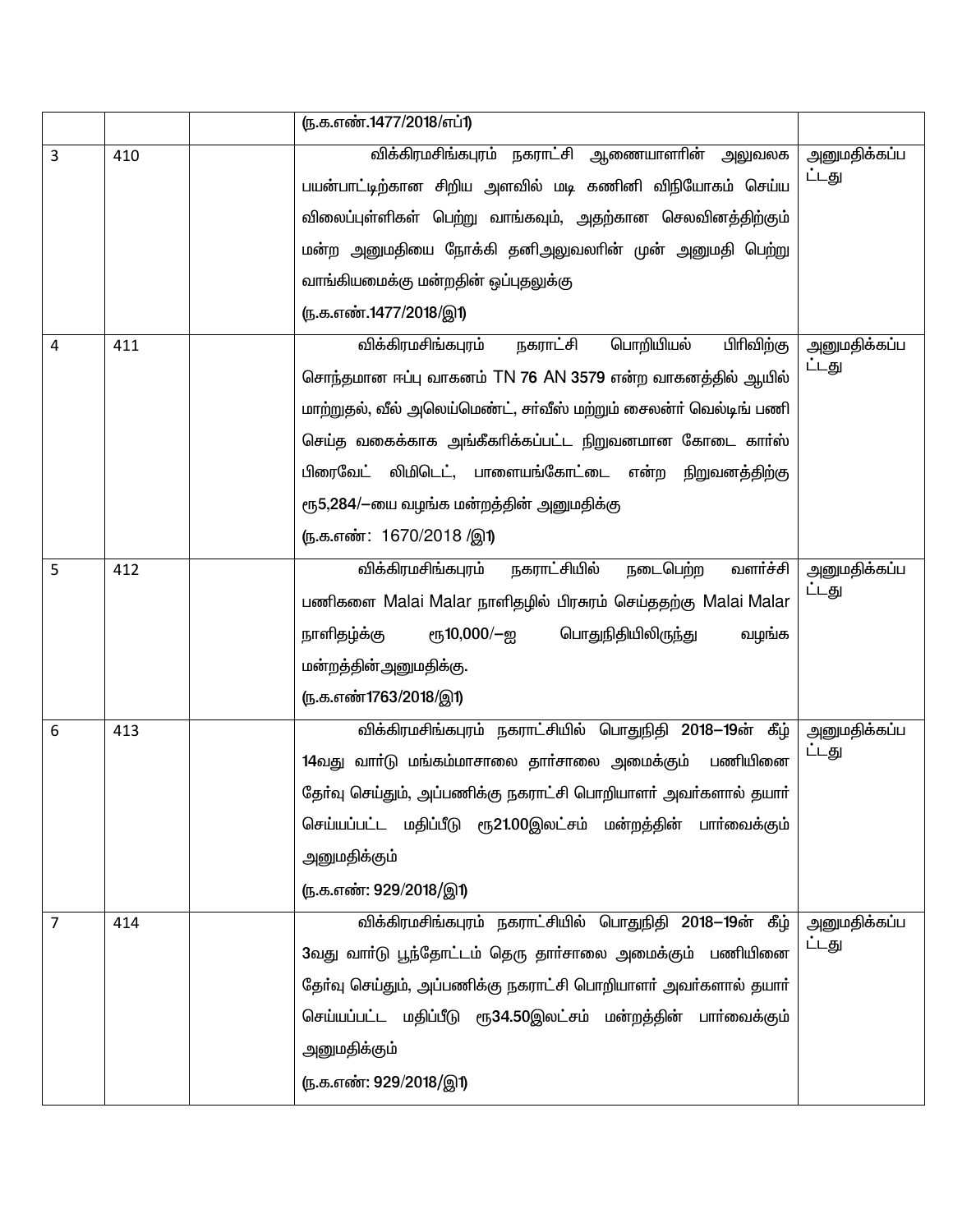|  |  |  | (ந.க.எண்.1477/2018/எப்1) |  |
|---|---|---|---|---|
| 3 | 410 |  | விக்கிரமசிங்கபுரம் நகராட்சி ஆணையாளரின் அலுவலக பயன்பாட்டிற்கான சிறிய அளவில் மடி கணினி விநியோகம் செய்ய விலைப்புள்ளிகள் பெற்று வாங்கவும், அதற்கான செலவினத்திற்கும் மன்ற அனுமதியை நோக்கி தனிஅலுவலரின் முன் அனுமதி பெற்று வாங்கியமைக்கு மன்றதின் ஒப்புதலுக்கு (ந.க.எண்.1477/2018/இ1) | அனுமதிக்கப்பட்டது |
| 4 | 411 |  | விக்கிரமசிங்கபுரம் நகராட்சி பொறியியல் பிரிவிற்கு சொந்தமான ஈப்பு வாகனம் TN 76 AN 3579 என்ற வாகனத்தில் ஆயில் மாற்றுதல், வீல் அலெய்மெண்ட், சர்வீஸ் மற்றும் சைலன்ர் வெல்டிங் பணி செய்த வகைக்காக அங்கீகரிக்கப்பட்ட நிறுவனமான கோடை கார்ஸ் பிரைவேட் லிமிடெட், பாளையங்கோட்டை என்ற நிறுவனத்திற்கு ரூ5,284/—யை வழங்க மன்றத்தின் அனுமதிக்கு (ந.க.எண்: 1670/2018 /இ1) | அனுமதிக்கப்பட்டது |
| 5 | 412 |  | விக்கிரமசிங்கபுரம் நகராட்சியில் நடைபெற்ற வளர்ச்சி பணிகளை Malai Malar நாளிதழில் பிரசுரம் செய்ததற்கு Malai Malar நாளிதழ்க்கு ரூ10,000/—ஐ பொதுநிதியிலிருந்து வழங்க மன்றத்தின்அனுமதிக்கு. (ந.க.எண்1763/2018/இ1) | அனுமதிக்கப்பட்டது |
| 6 | 413 |  | விக்கிரமசிங்கபுரம் நகராட்சியில் பொதுநிதி 2018—19ன் கீழ் 14வது வார்டு மங்கம்மாசாலை தார்சாலை அமைக்கும் பணியினை தேர்வு செய்தும், அப்பணிக்கு நகராட்சி பொறியாளர் அவர்களால் தயார் செய்யப்பட்ட மதிப்பீடு ரூ21.00இலட்சம் மன்றத்தின் பார்வைக்கும் அனுமதிக்கும் (ந.க.எண்: 929/2018/இ1) | அனுமதிக்கப்பட்டது |
| 7 | 414 |  | விக்கிரமசிங்கபுரம் நகராட்சியில் பொதுநிதி 2018—19ன் கீழ் 3வது வார்டு பூந்தோட்டம் தெரு தார்சாலை அமைக்கும் பணியினை தேர்வு செய்தும், அப்பணிக்கு நகராட்சி பொறியாளர் அவர்களால் தயார் செய்யப்பட்ட மதிப்பீடு ரூ34.50இலட்சம் மன்றத்தின் பார்வைக்கும் அனுமதிக்கும் (ந.க.எண்: 929/2018/இ1) | அனுமதிக்கப்பட்டது |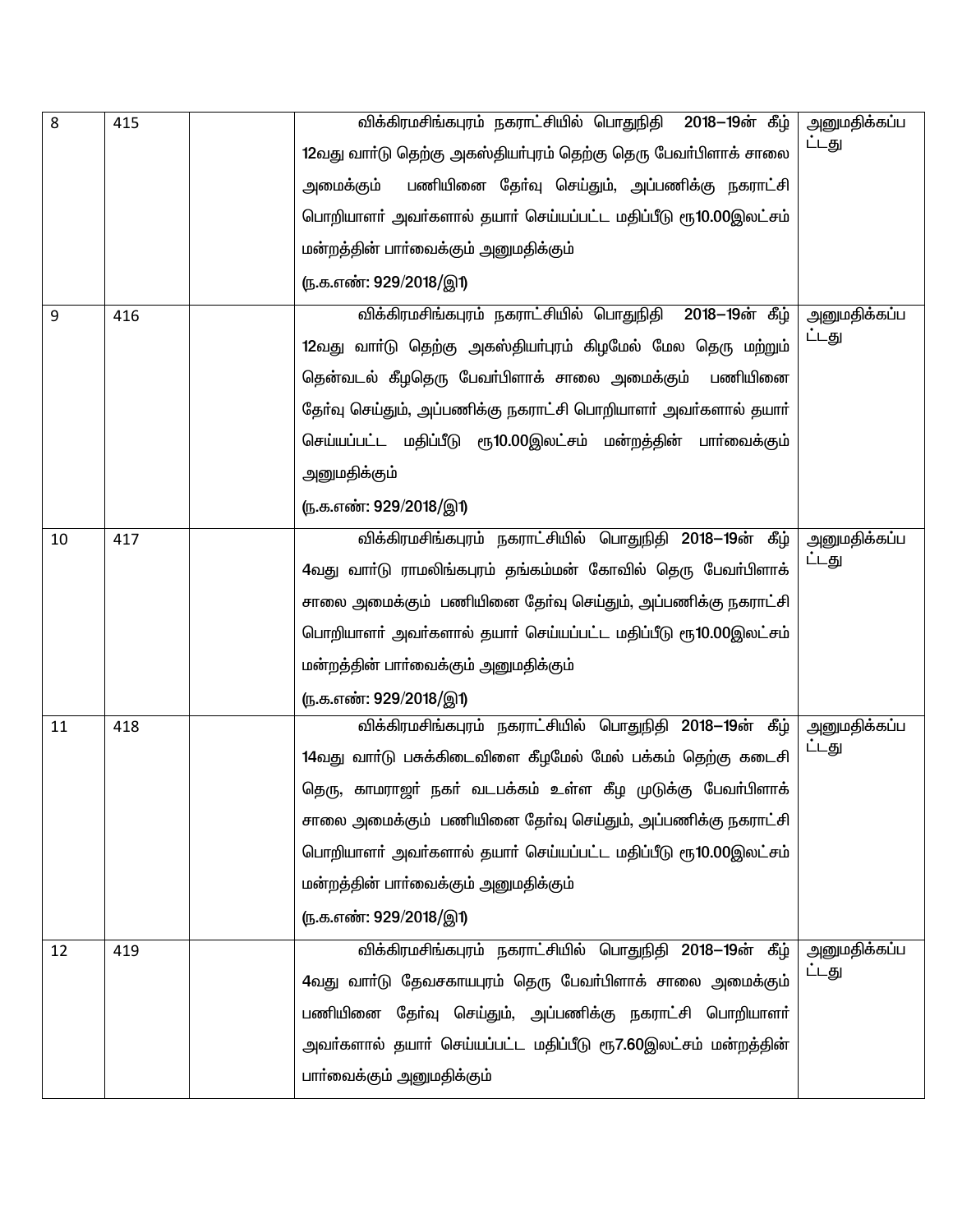| 8 | 415 | | விக்கிரமசிங்கபுரம் நகராட்சியில் பொதுநிதி 2018–19ன் கீழ் 12வது வார்டு தெற்கு அகஸ்தியர்புரம் தெற்கு தெரு பேவர்பிளாக் சாலை அமைக்கும் பணியினை தேர்வு செய்தும், அப்பணிக்கு நகராட்சி பொறியாளர் அவர்களால் தயார் செய்யப்பட்ட மதிப்பீடு ரூ10.00இலட்சம் மன்றத்தின் பார்வைக்கும் அனுமதிக்கும் (ந.க.எண்: 929/2018/இ1) | அனுமதிக்கப்பட்டது |
|---|---|---|---|---|
| 9 | 416 | | விக்கிரமசிங்கபுரம் நகராட்சியில் பொதுநிதி 2018–19ன் கீழ் 12வது வார்டு தெற்கு அகஸ்தியர்புரம் கிழமேல் மேல தெரு மற்றும் தென்வடல் கீழதெரு பேவர்பிளாக் சாலை அமைக்கும் பணியினை தேர்வு செய்தும், அப்பணிக்கு நகராட்சி பொறியாளர் அவர்களால் தயார் செய்யப்பட்ட மதிப்பீடு ரூ10.00இலட்சம் மன்றத்தின் பார்வைக்கும் அனுமதிக்கும் (ந.க.எண்: 929/2018/இ1) | அனுமதிக்கப்பட்டது |
| 10 | 417 | | விக்கிரமசிங்கபுரம் நகராட்சியில் பொதுநிதி 2018–19ன் கீழ் 4வது வார்டு ராமலிங்கபுரம் தங்கம்மன் கோவில் தெரு பேவர்பிளாக் சாலை அமைக்கும் பணியினை தேர்வு செய்தும், அப்பணிக்கு நகராட்சி பொறியாளர் அவர்களால் தயார் செய்யப்பட்ட மதிப்பீடு ரூ10.00இலட்சம் மன்றத்தின் பார்வைக்கும் அனுமதிக்கும் (ந.க.எண்: 929/2018/இ1) | அனுமதிக்கப்பட்டது |
| 11 | 418 | | விக்கிரமசிங்கபுரம் நகராட்சியில் பொதுநிதி 2018–19ன் கீழ் 14வது வார்டு பசுக்கிடைவிளை கீழமேல் மேல் பக்கம் தெற்கு கடைசி தெரு, காமராஜர் நகர் வடபக்கம் உள்ள கீழ முடுக்கு பேவர்பிளாக் சாலை அமைக்கும் பணியினை தேர்வு செய்தும், அப்பணிக்கு நகராட்சி பொறியாளர் அவர்களால் தயார் செய்யப்பட்ட மதிப்பீடு ரூ10.00இலட்சம் மன்றத்தின் பார்வைக்கும் அனுமதிக்கும் (ந.க.எண்: 929/2018/இ1) | அனுமதிக்கப்பட்டது |
| 12 | 419 | | விக்கிரமசிங்கபுரம் நகராட்சியில் பொதுநிதி 2018–19ன் கீழ் 4வது வார்டு தேவசகாயபுரம் தெரு பேவர்பிளாக் சாலை அமைக்கும் பணியினை தேர்வு செய்தும், அப்பணிக்கு நகராட்சி பொறியாளர் அவர்களால் தயார் செய்யப்பட்ட மதிப்பீடு ரூ7.60இலட்சம் மன்றத்தின் பார்வைக்கும் அனுமதிக்கும் | அனுமதிக்கப்பட்டது |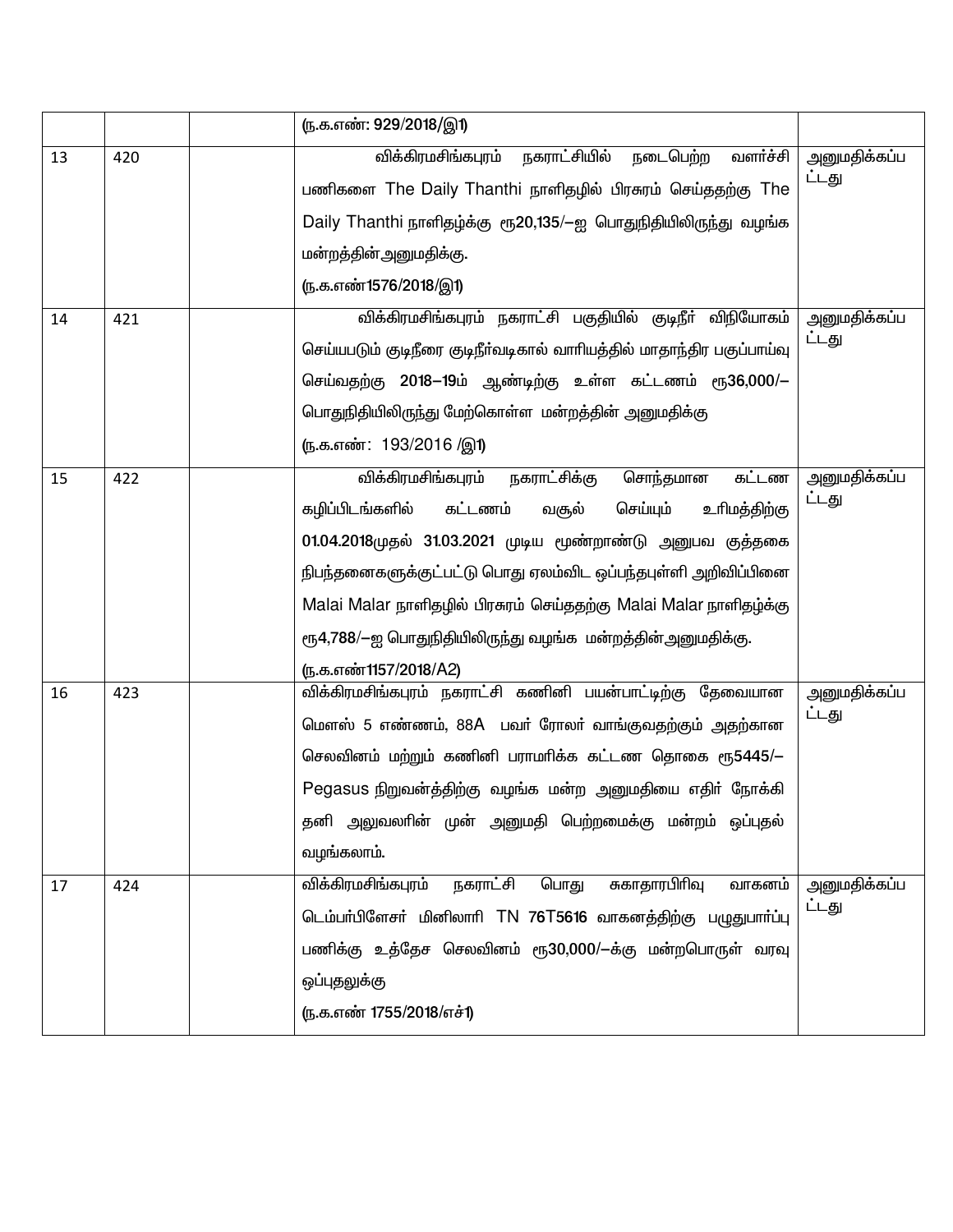| | | | | |
|---|---|---|---|---|
| | | | (ந.க.எண்: 929/2018/இ1) | |
| 13 | 420 | | விக்கிரமசிங்கபுரம் நகராட்சியில் நடைபெற்ற வளர்ச்சி பணிகளை The Daily Thanthi நாளிதழில் பிரசுரம் செய்ததற்கு The Daily Thanthi நாளிதழ்க்கு ரூ20,135/—ஐ பொதுநிதியிலிருந்து வழங்க மன்றத்தின்அனுமதிக்கு.<br>(ந.க.எண்1576/2018/இ1) | அனுமதிக்கப்பட்டது |
| 14 | 421 | | விக்கிரமசிங்கபுரம் நகராட்சி பகுதியில் குடிநீர் விநியோகம் செய்யபடும் குடிநீரை குடிநீர்வடிகால் வாரியத்தில் மாதாந்திர பகுப்பாய்வு செய்வதற்கு 2018—19ம் ஆண்டிற்கு உள்ள கட்டணம் ரூ36,000/— பொதுநிதியிலிருந்து மேற்கொள்ள மன்றத்தின் அனுமதிக்கு<br>(ந.க.எண்: 193/2016 /இ1) | அனுமதிக்கப்பட்டது |
| 15 | 422 | | விக்கிரமசிங்கபுரம் நகராட்சிக்கு சொந்தமான கட்டண கழிப்பிடங்களில் கட்டணம் வசூல் செய்யும் உரிமத்திற்கு 01.04.2018முதல் 31.03.2021 முடிய மூன்றாண்டு அனுபவ குத்தகை நிபந்தனைகளுக்குட்பட்டு பொது ஏலம்விட ஒப்பந்தபுள்ளி அறிவிப்பினை Malai Malar நாளிதழில் பிரசுரம் செய்ததற்கு Malai Malar நாளிதழ்க்கு ரூ4,788/—ஐ பொதுநிதியிலிருந்து வழங்க மன்றத்தின்அனுமதிக்கு.<br>(ந.க.எண்1157/2018/A2) | அனுமதிக்கப்பட்டது |
| 16 | 423 | | விக்கிரமசிங்கபுரம் நகராட்சி கணினி பயன்பாட்டிற்கு தேவையான மௌஸ் 5 எண்ணம், 88A பவர் ரோலர் வாங்குவதற்கும் அதற்கான செலவினம் மற்றும் கணினி பராமரிக்க கட்டண தொகை ரூ5445/— Pegasus நிறுவன்த்திற்கு வழங்க மன்ற அனுமதியை எதிர் நோக்கி தனி அலுவலரின் முன் அனுமதி பெற்றமைக்கு மன்றம் ஒப்புதல் வழங்கலாம். | அனுமதிக்கப்பட்டது |
| 17 | 424 | | விக்கிரமசிங்கபுரம் நகராட்சி பொது சுகாதாரபிரிவு வாகனம் டெம்பர்பிளேசர் மினிலாரி TN 76T5616 வாகனத்திற்கு பழுதுபார்ப்பு பணிக்கு உத்தேச செலவினம் ரூ30,000/—க்கு மன்றபொருள் வரவு ஒப்புதலுக்கு<br>(ந.க.எண் 1755/2018/எச்1) | அனுமதிக்கப்பட்டது |